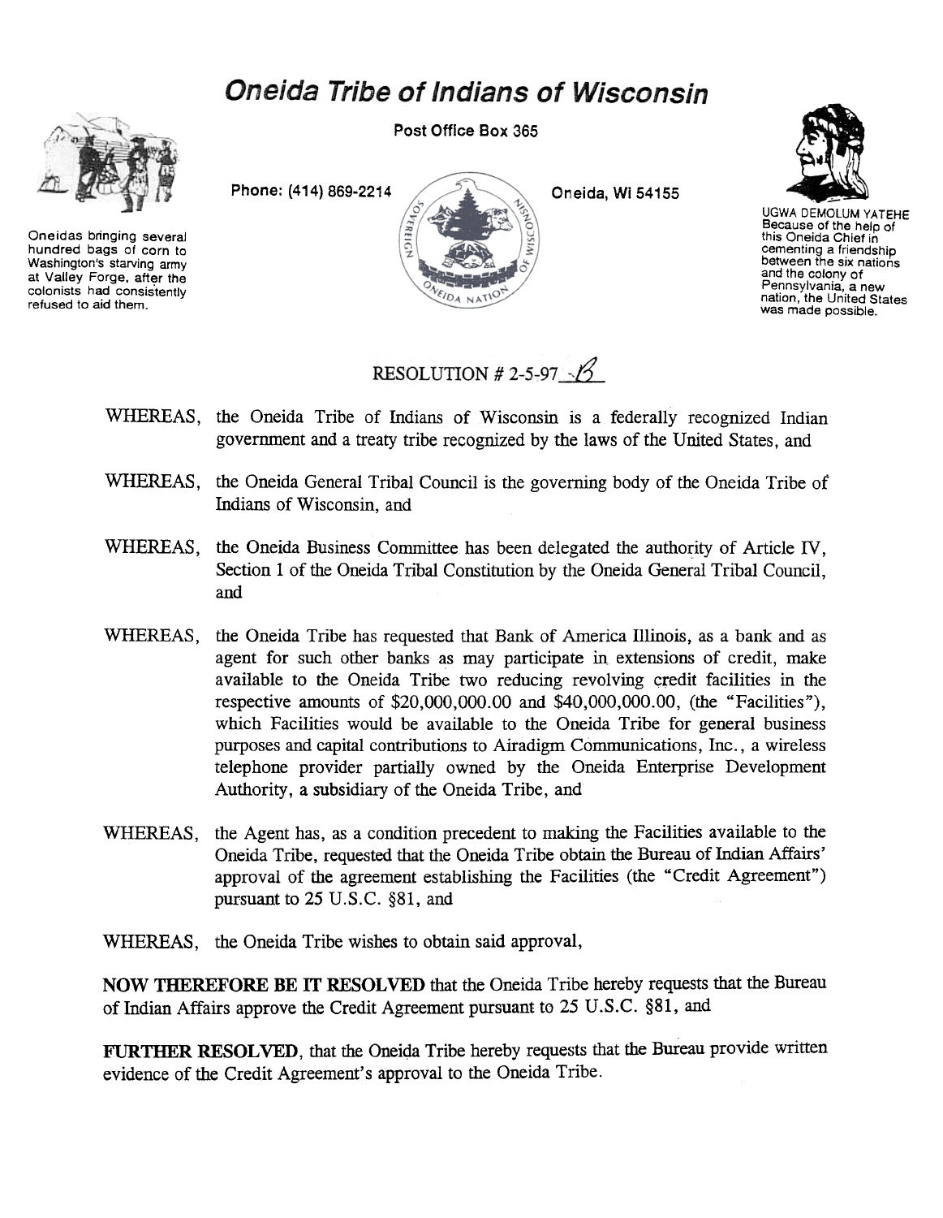# Oneida Tribe of Indians of Wisconsin

Post Office Box 365

Phone: (414) 869-2214

Oneida, Wi 54155

Oneidas bringing several hundred bags of corn to Washington's starving army at Valley Forge, after the colonists had consistently refused to aid them.

UGWA DEMOLUM YATEHE
Because of the help of this Oneida Chief in cementing a friendship between the six nations and the colony of Pennsylvania, a new nation, the United States was made possible.

RESOLUTION # 2-5-97-B

WHEREAS, the Oneida Tribe of Indians of Wisconsin is a federally recognized Indian government and a treaty tribe recognized by the laws of the United States, and

WHEREAS, the Oneida General Tribal Council is the governing body of the Oneida Tribe of Indians of Wisconsin, and

WHEREAS, the Oneida Business Committee has been delegated the authority of Article IV, Section 1 of the Oneida Tribal Constitution by the Oneida General Tribal Council, and

WHEREAS, the Oneida Tribe has requested that Bank of America Illinois, as a bank and as agent for such other banks as may participate in extensions of credit, make available to the Oneida Tribe two reducing revolving credit facilities in the respective amounts of $20,000,000.00 and $40,000,000.00, (the "Facilities"), which Facilities would be available to the Oneida Tribe for general business purposes and capital contributions to Airadigm Communications, Inc., a wireless telephone provider partially owned by the Oneida Enterprise Development Authority, a subsidiary of the Oneida Tribe, and

WHEREAS, the Agent has, as a condition precedent to making the Facilities available to the Oneida Tribe, requested that the Oneida Tribe obtain the Bureau of Indian Affairs' approval of the agreement establishing the Facilities (the "Credit Agreement") pursuant to 25 U.S.C. §81, and

WHEREAS, the Oneida Tribe wishes to obtain said approval,

**NOW THEREFORE BE IT RESOLVED** that the Oneida Tribe hereby requests that the Bureau of Indian Affairs approve the Credit Agreement pursuant to 25 U.S.C. §81, and

**FURTHER RESOLVED**, that the Oneida Tribe hereby requests that the Bureau provide written evidence of the Credit Agreement's approval to the Oneida Tribe.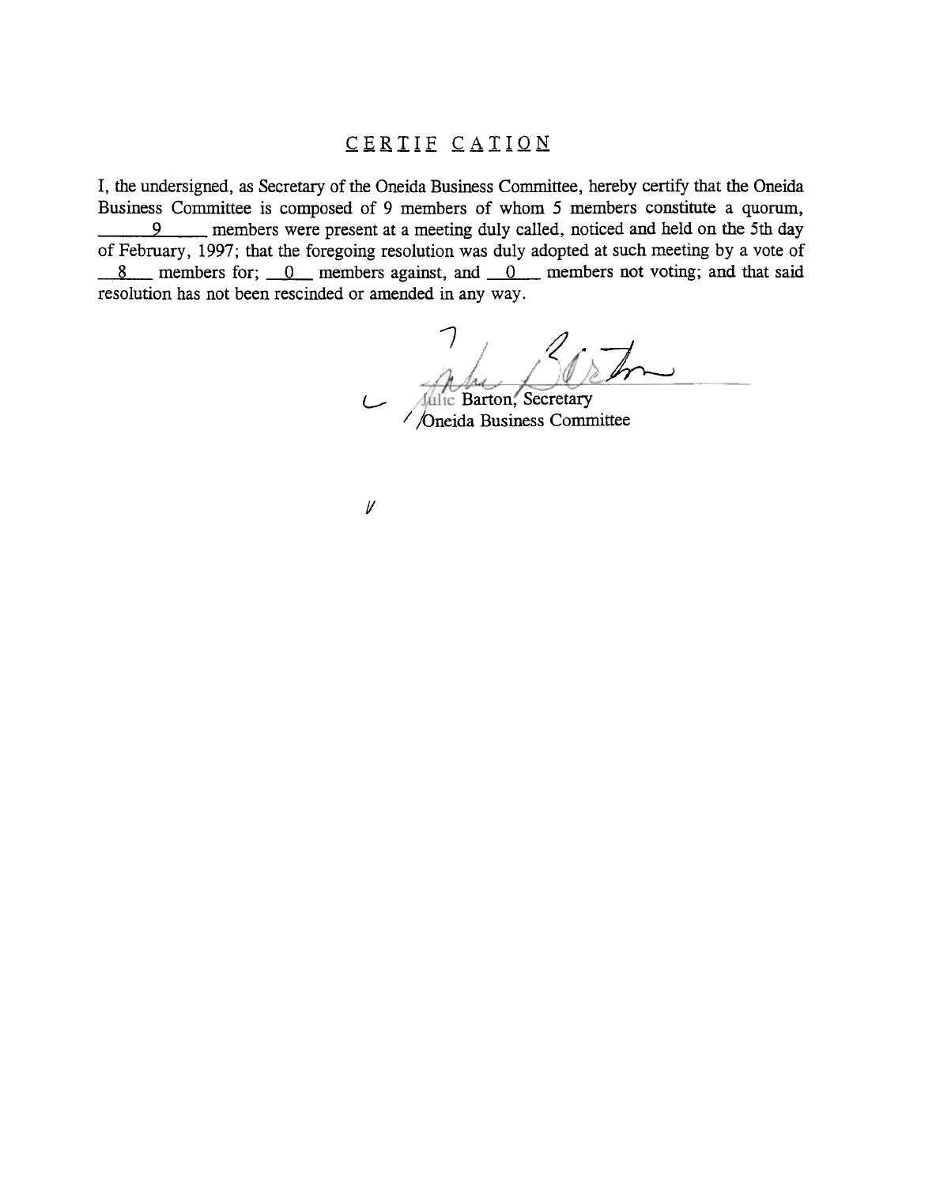## CERTIF CATION

I, the undersigned, as Secretary of the Oneida Business Committee, hereby certify that the Oneida Business Committee is composed of 9 members of whom 5 members constitute a quorum, ___9___ members were present at a meeting duly called, noticed and held on the 5th day of February, 1997; that the foregoing resolution was duly adopted at such meeting by a vote of ___8___ members for; ___0___ members against, and ___0___ members not voting; and that said resolution has not been rescinded or amended in any way.

Julie Barton, Secretary
Oneida Business Committee